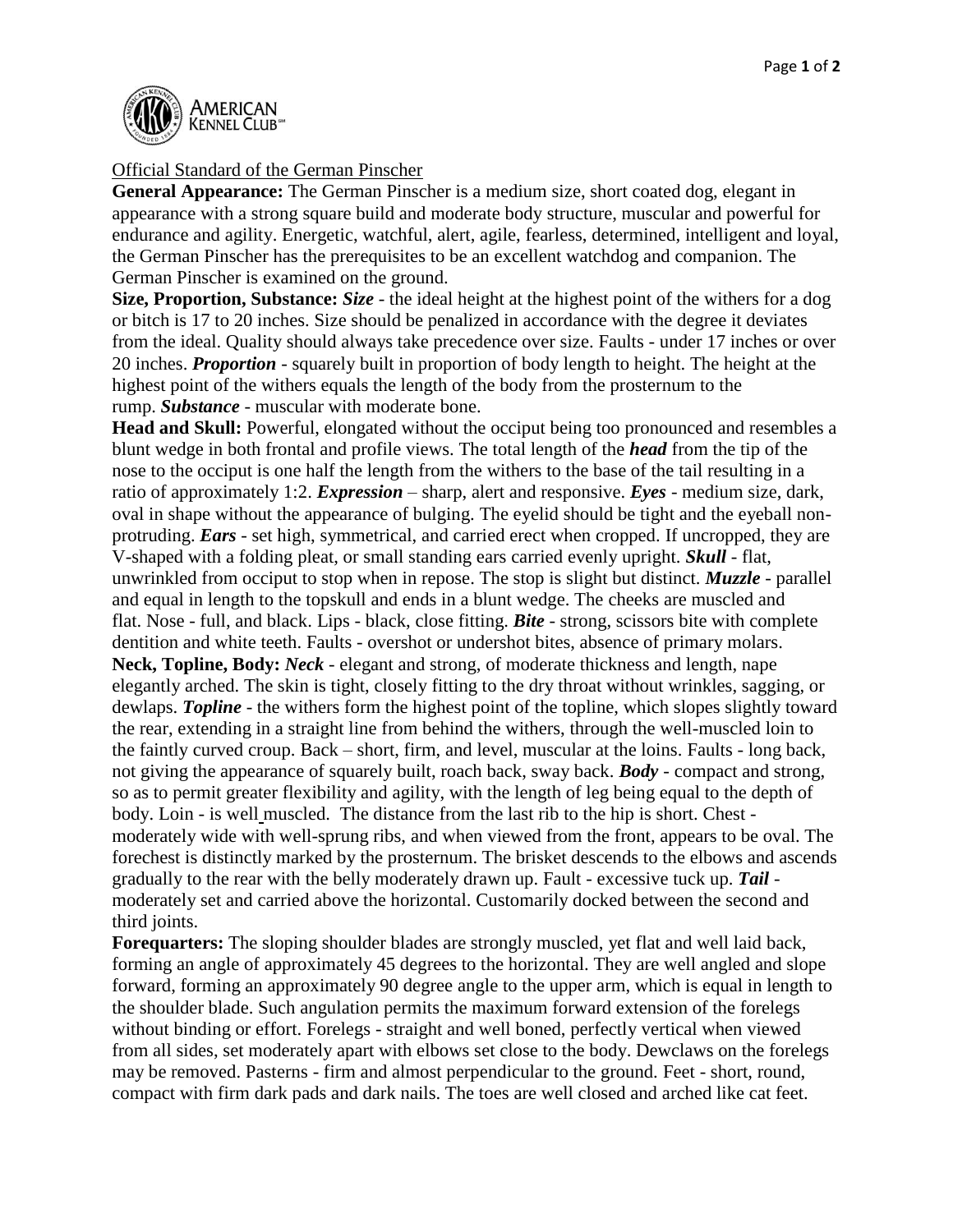AMERICAN KENNEL CLUB

Official Standard of the German Pinscher

**General Appearance:** The German Pinscher is a medium size, short coated dog, elegant in appearance with a strong square build and moderate body structure, muscular and powerful for endurance and agility. Energetic, watchful, alert, agile, fearless, determined, intelligent and loyal, the German Pinscher has the prerequisites to be an excellent watchdog and companion. The German Pinscher is examined on the ground.

**Size, Proportion, Substance:** ***Size*** - the ideal height at the highest point of the withers for a dog or bitch is 17 to 20 inches. Size should be penalized in accordance with the degree it deviates from the ideal. Quality should always take precedence over size. Faults - under 17 inches or over 20 inches. ***Proportion*** - squarely built in proportion of body length to height. The height at the highest point of the withers equals the length of the body from the prosternum to the rump. ***Substance*** - muscular with moderate bone.

**Head and Skull:** Powerful, elongated without the occiput being too pronounced and resembles a blunt wedge in both frontal and profile views. The total length of the ***head*** from the tip of the nose to the occiput is one half the length from the withers to the base of the tail resulting in a ratio of approximately 1:2. ***Expression*** – sharp, alert and responsive. ***Eyes*** - medium size, dark, oval in shape without the appearance of bulging. The eyelid should be tight and the eyeball non-protruding. ***Ears*** - set high, symmetrical, and carried erect when cropped. If uncropped, they are V-shaped with a folding pleat, or small standing ears carried evenly upright. ***Skull*** - flat, unwrinkled from occiput to stop when in repose. The stop is slight but distinct. ***Muzzle*** - parallel and equal in length to the topskull and ends in a blunt wedge. The cheeks are muscled and flat. Nose - full, and black. Lips - black, close fitting. ***Bite*** - strong, scissors bite with complete dentition and white teeth. Faults - overshot or undershot bites, absence of primary molars.

**Neck, Topline, Body:** ***Neck*** - elegant and strong, of moderate thickness and length, nape elegantly arched. The skin is tight, closely fitting to the dry throat without wrinkles, sagging, or dewlaps. ***Topline*** - the withers form the highest point of the topline, which slopes slightly toward the rear, extending in a straight line from behind the withers, through the well-muscled loin to the faintly curved croup. Back – short, firm, and level, muscular at the loins. Faults - long back, not giving the appearance of squarely built, roach back, sway back. ***Body*** - compact and strong, so as to permit greater flexibility and agility, with the length of leg being equal to the depth of body. Loin - is well muscled. The distance from the last rib to the hip is short. Chest - moderately wide with well-sprung ribs, and when viewed from the front, appears to be oval. The forechest is distinctly marked by the prosternum. The brisket descends to the elbows and ascends gradually to the rear with the belly moderately drawn up. Fault - excessive tuck up. ***Tail*** - moderately set and carried above the horizontal. Customarily docked between the second and third joints.

**Forequarters:** The sloping shoulder blades are strongly muscled, yet flat and well laid back, forming an angle of approximately 45 degrees to the horizontal. They are well angled and slope forward, forming an approximately 90 degree angle to the upper arm, which is equal in length to the shoulder blade. Such angulation permits the maximum forward extension of the forelegs without binding or effort. Forelegs - straight and well boned, perfectly vertical when viewed from all sides, set moderately apart with elbows set close to the body. Dewclaws on the forelegs may be removed. Pasterns - firm and almost perpendicular to the ground. Feet - short, round, compact with firm dark pads and dark nails. The toes are well closed and arched like cat feet.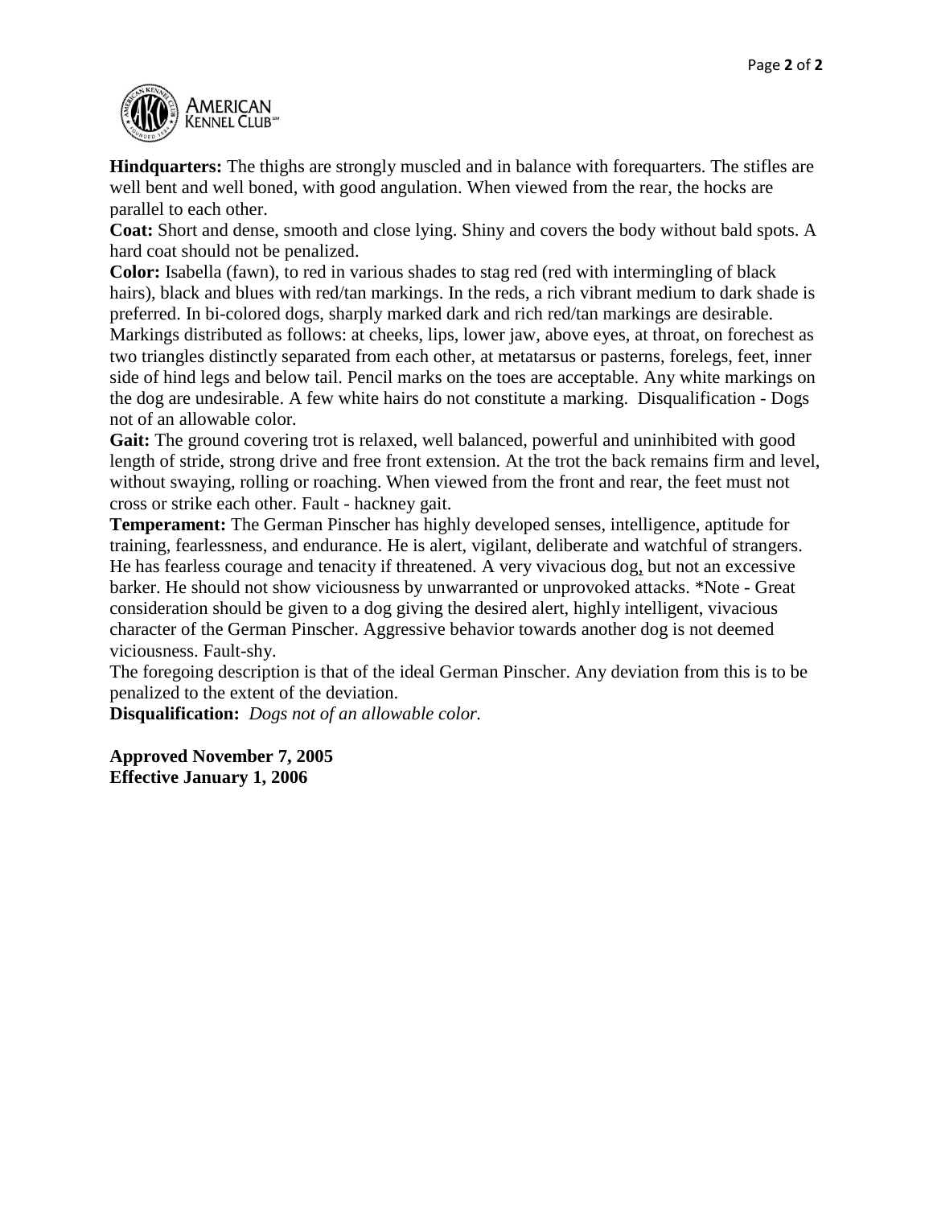**Hindquarters:** The thighs are strongly muscled and in balance with forequarters. The stifles are well bent and well boned, with good angulation. When viewed from the rear, the hocks are parallel to each other.

**Coat:** Short and dense, smooth and close lying. Shiny and covers the body without bald spots. A hard coat should not be penalized.

**Color:** Isabella (fawn), to red in various shades to stag red (red with intermingling of black hairs), black and blues with red/tan markings. In the reds, a rich vibrant medium to dark shade is preferred. In bi-colored dogs, sharply marked dark and rich red/tan markings are desirable. Markings distributed as follows: at cheeks, lips, lower jaw, above eyes, at throat, on forechest as two triangles distinctly separated from each other, at metatarsus or pasterns, forelegs, feet, inner side of hind legs and below tail. Pencil marks on the toes are acceptable. Any white markings on the dog are undesirable. A few white hairs do not constitute a marking. Disqualification - Dogs not of an allowable color.

**Gait:** The ground covering trot is relaxed, well balanced, powerful and uninhibited with good length of stride, strong drive and free front extension. At the trot the back remains firm and level, without swaying, rolling or roaching. When viewed from the front and rear, the feet must not cross or strike each other. Fault - hackney gait.

**Temperament:** The German Pinscher has highly developed senses, intelligence, aptitude for training, fearlessness, and endurance. He is alert, vigilant, deliberate and watchful of strangers. He has fearless courage and tenacity if threatened. A very vivacious dog, but not an excessive barker. He should not show viciousness by unwarranted or unprovoked attacks. *Note - Great consideration should be given to a dog giving the desired alert, highly intelligent, vivacious character of the German Pinscher. Aggressive behavior towards another dog is not deemed viciousness. Fault-shy.

The foregoing description is that of the ideal German Pinscher. Any deviation from this is to be penalized to the extent of the deviation.

**Disqualification:** *Dogs not of an allowable color.*

**Approved November 7, 2005**
**Effective January 1, 2006**